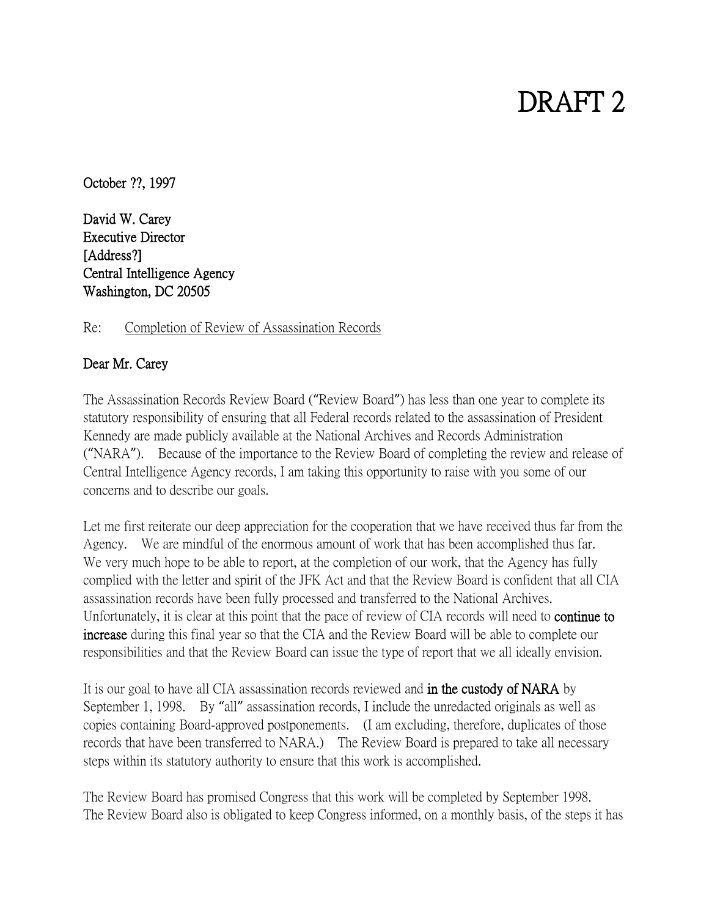# DRAFT 2

October ??, 1997

David W. Carey
Executive Director
[Address?]
Central Intelligence Agency
Washington, DC 20505

Re: Completion of Review of Assassination Records

Dear Mr. Carey

The Assassination Records Review Board ("Review Board") has less than one year to complete its statutory responsibility of ensuring that all Federal records related to the assassination of President Kennedy are made publicly available at the National Archives and Records Administration ("NARA"). Because of the importance to the Review Board of completing the review and release of Central Intelligence Agency records, I am taking this opportunity to raise with you some of our concerns and to describe our goals.

Let me first reiterate our deep appreciation for the cooperation that we have received thus far from the Agency. We are mindful of the enormous amount of work that has been accomplished thus far. We very much hope to be able to report, at the completion of our work, that the Agency has fully complied with the letter and spirit of the JFK Act and that the Review Board is confident that all CIA assassination records have been fully processed and transferred to the National Archives. Unfortunately, it is clear at this point that the pace of review of CIA records will need to **continue to increase** during this final year so that the CIA and the Review Board will be able to complete our responsibilities and that the Review Board can issue the type of report that we all ideally envision.

It is our goal to have all CIA assassination records reviewed and **in the custody of NARA** by September 1, 1998. By "all" assassination records, I include the unredacted originals as well as copies containing Board-approved postponements. (I am excluding, therefore, duplicates of those records that have been transferred to NARA.) The Review Board is prepared to take all necessary steps within its statutory authority to ensure that this work is accomplished.

The Review Board has promised Congress that this work will be completed by September 1998. The Review Board also is obligated to keep Congress informed, on a monthly basis, of the steps it has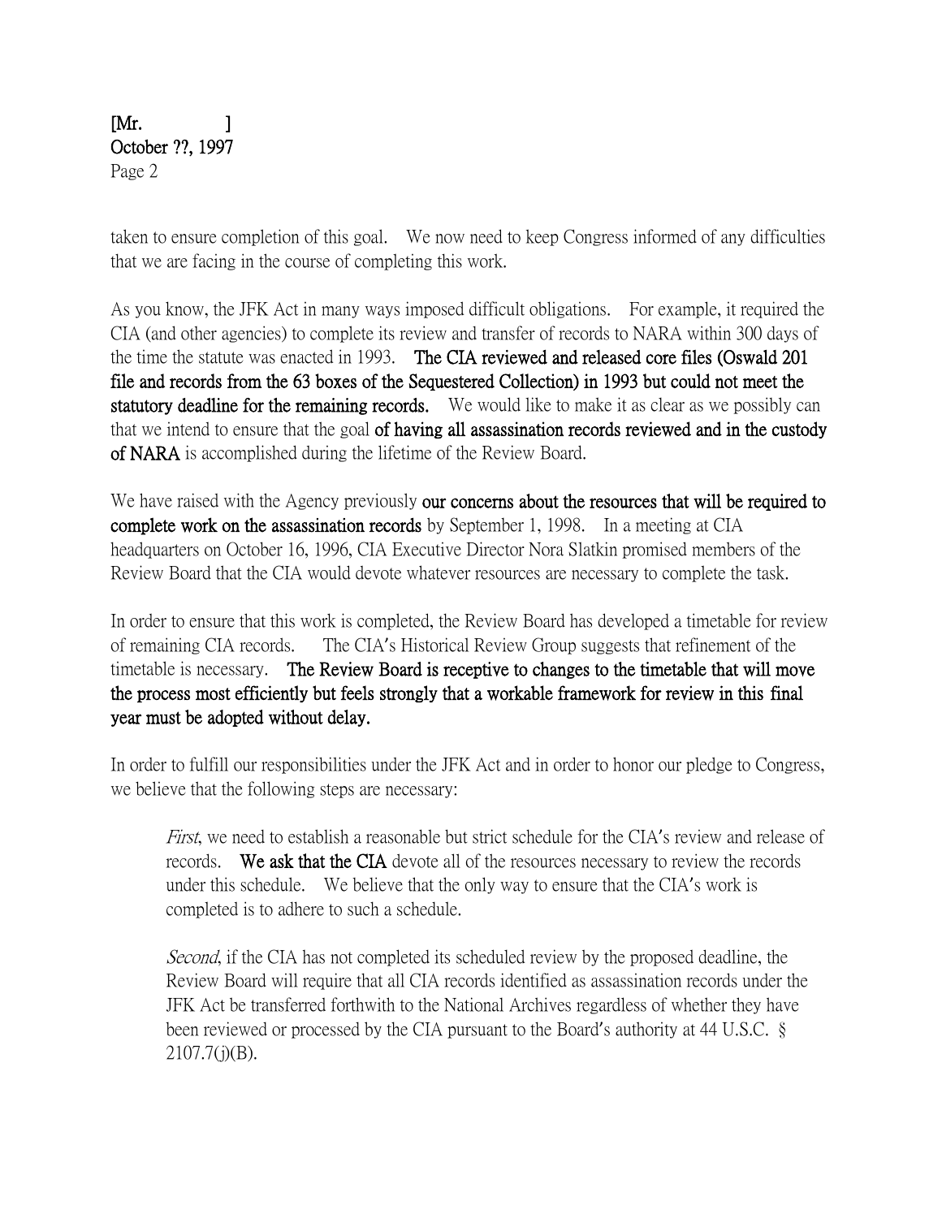taken to ensure completion of this goal. We now need to keep Congress informed of any difficulties that we are facing in the course of completing this work.

As you know, the JFK Act in many ways imposed difficult obligations. For example, it required the CIA (and other agencies) to complete its review and transfer of records to NARA within 300 days of the time the statute was enacted in 1993. **The CIA reviewed and released core files (Oswald 201 file and records from the 63 boxes of the Sequestered Collection) in 1993 but could not meet the statutory deadline for the remaining records.** We would like to make it as clear as we possibly can that we intend to ensure that the goal **of having all assassination records reviewed and in the custody of NARA** is accomplished during the lifetime of the Review Board.

We have raised with the Agency previously **our concerns about the resources that will be required to complete work on the assassination records** by September 1, 1998. In a meeting at CIA headquarters on October 16, 1996, CIA Executive Director Nora Slatkin promised members of the Review Board that the CIA would devote whatever resources are necessary to complete the task.

In order to ensure that this work is completed, the Review Board has developed a timetable for review of remaining CIA records. The CIA's Historical Review Group suggests that refinement of the timetable is necessary. **The Review Board is receptive to changes to the timetable that will move the process most efficiently but feels strongly that a workable framework for review in this final year must be adopted without delay.**

In order to fulfill our responsibilities under the JFK Act and in order to honor our pledge to Congress, we believe that the following steps are necessary:

> *First*, we need to establish a reasonable but strict schedule for the CIA's review and release of records. **We ask that the CIA** devote all of the resources necessary to review the records under this schedule. We believe that the only way to ensure that the CIA's work is completed is to adhere to such a schedule.
>
> *Second*, if the CIA has not completed its scheduled review by the proposed deadline, the Review Board will require that all CIA records identified as assassination records under the JFK Act be transferred forthwith to the National Archives regardless of whether they have been reviewed or processed by the CIA pursuant to the Board's authority at 44 U.S.C. § 2107.7(j)(B).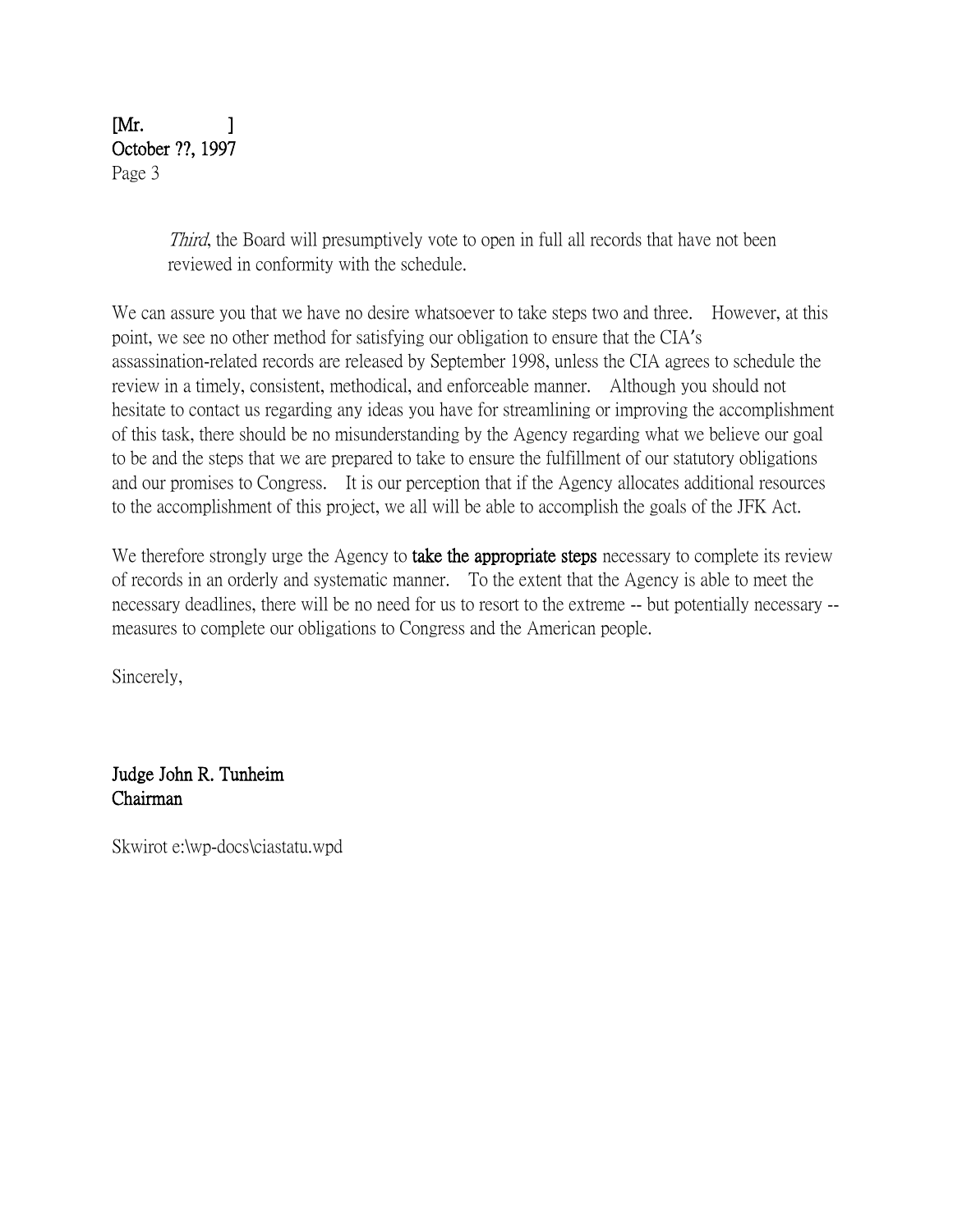*Third*, the Board will presumptively vote to open in full all records that have not been reviewed in conformity with the schedule.

We can assure you that we have no desire whatsoever to take steps two and three. However, at this point, we see no other method for satisfying our obligation to ensure that the CIA's assassination-related records are released by September 1998, unless the CIA agrees to schedule the review in a timely, consistent, methodical, and enforceable manner. Although you should not hesitate to contact us regarding any ideas you have for streamlining or improving the accomplishment of this task, there should be no misunderstanding by the Agency regarding what we believe our goal to be and the steps that we are prepared to take to ensure the fulfillment of our statutory obligations and our promises to Congress. It is our perception that if the Agency allocates additional resources to the accomplishment of this project, we all will be able to accomplish the goals of the JFK Act.

We therefore strongly urge the Agency to **take the appropriate steps** necessary to complete its review of records in an orderly and systematic manner. To the extent that the Agency is able to meet the necessary deadlines, there will be no need for us to resort to the extreme -- but potentially necessary -- measures to complete our obligations to Congress and the American people.

Sincerely,

**Judge John R. Tunheim**
**Chairman**

Skwirot e:\wp-docs\ciastatu.wpd